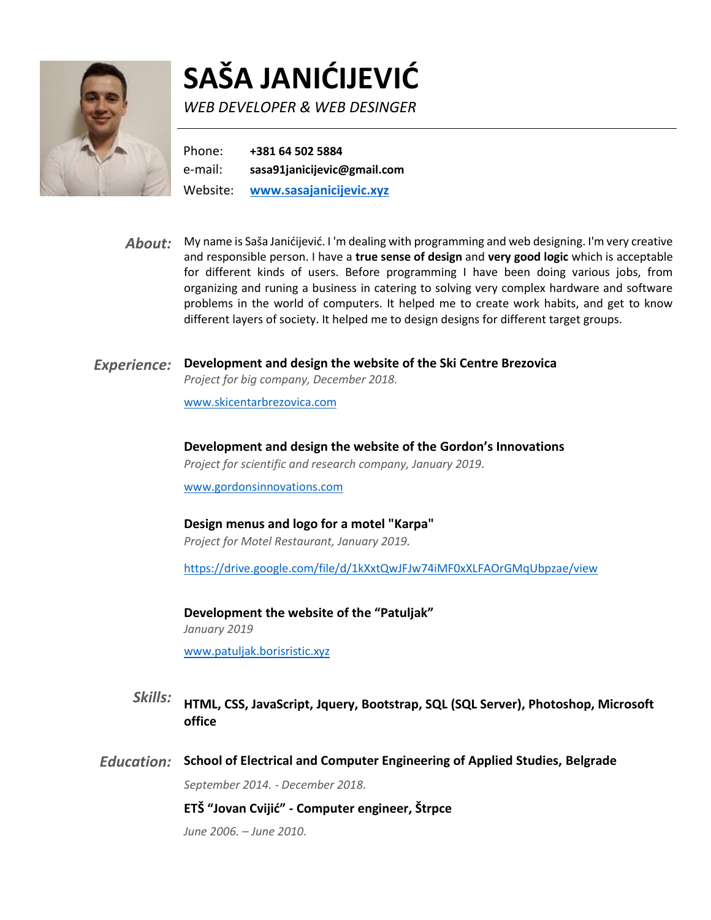# SAŠA JANIĆIJEVIĆ

*WEB DEVELOPER & WEB DESINGER*

---

Phone: **+381 64 502 5884**
e-mail: **sasa91janicijevic@gmail.com**
Website: **[www.sasajanicijevic.xyz](www.sasajanicijevic.xyz)**

## *About:*

My name is Saša Janićijević. I 'm dealing with programming and web designing. I'm very creative and responsible person. I have a **true sense of design** and **very good logic** which is acceptable for different kinds of users. Before programming I have been doing various jobs, from organizing and runing a business in catering to solving very complex hardware and software problems in the world of computers. It helped me to create work habits, and get to know different layers of society. It helped me to design designs for different target groups.

## *Experience:*

**Development and design the website of the Ski Centre Brezovica**

*Project for big company, December 2018.*

[www.skicentarbrezovica.com](www.skicentarbrezovica.com)

**Development and design the website of the Gordon's Innovations**

*Project for scientific and research company, January 2019.*

[www.gordonsinnovations.com](www.gordonsinnovations.com)

**Design menus and logo for a motel "Karpa"**

*Project for Motel Restaurant, January 2019.*

[https://drive.google.com/file/d/1kXxtQwJFJw74iMF0xXLFAOrGMqUbpzae/view](https://drive.google.com/file/d/1kXxtQwJFJw74iMF0xXLFAOrGMqUbpzae/view)

**Development the website of the "Patuljak"**

*January 2019*

[www.patuljak.borisristic.xyz](www.patuljak.borisristic.xyz)

## *Skills:*

**HTML, CSS, JavaScript, Jquery, Bootstrap, SQL (SQL Server), Photoshop, Microsoft office**

## *Education:*

**School of Electrical and Computer Engineering of Applied Studies, Belgrade**

*September 2014. - December 2018.*

**ETŠ "Jovan Cvijić" - Computer engineer, Štrpce**

*June 2006. – June 2010.*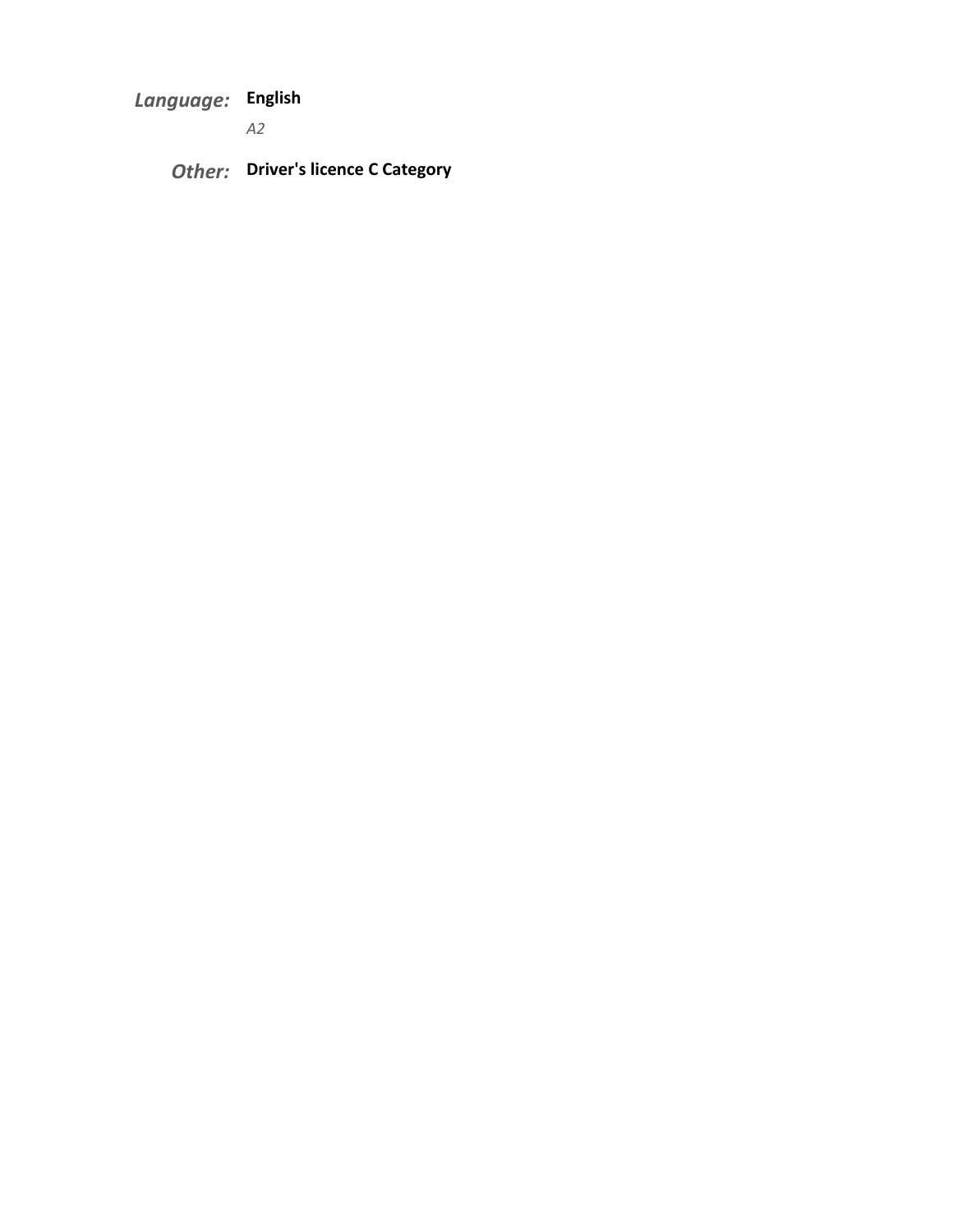*Language:* **English**

*A2*

*Other:* **Driver's licence C Category**